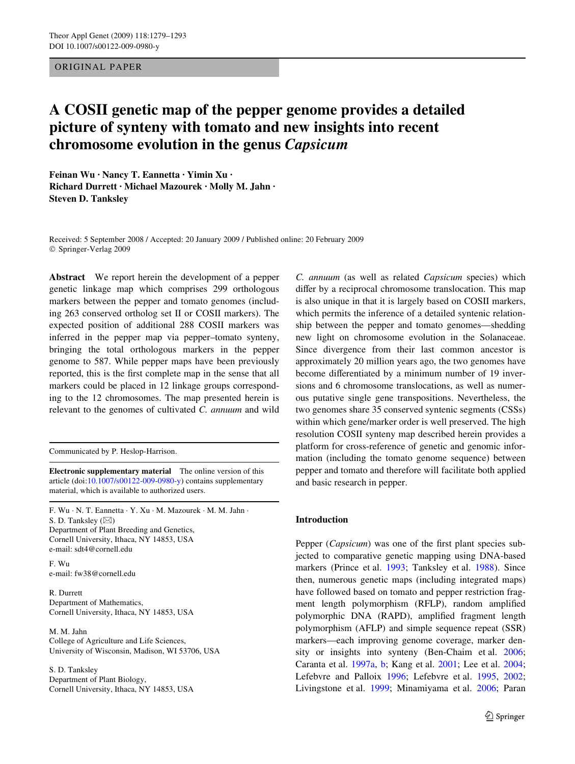ORIGINAL PAPER

# A COSII genetic map of the pepper genome provides a detailed picture of synteny with tomato and new insights into recent chromosome evolution in the genus *Capsicum*

**Feinan Wu · Nancy T. Eannetta · Yimin Xu · Richard Durrett · Michael Mazourek · Molly M. Jahn · Steven D. Tanksley**

Received: 5 September 2008 / Accepted: 20 January 2009 / Published online: 20 February 2009
© Springer-Verlag 2009

**Abstract** We report herein the development of a pepper genetic linkage map which comprises 299 orthologous markers between the pepper and tomato genomes (including 263 conserved ortholog set II or COSII markers). The expected position of additional 288 COSII markers was inferred in the pepper map via pepper–tomato synteny, bringing the total orthologous markers in the pepper genome to 587. While pepper maps have been previously reported, this is the first complete map in the sense that all markers could be placed in 12 linkage groups corresponding to the 12 chromosomes. The map presented herein is relevant to the genomes of cultivated *C. annuum* and wild *C. annuum* (as well as related *Capsicum* species) which differ by a reciprocal chromosome translocation. This map is also unique in that it is largely based on COSII markers, which permits the inference of a detailed syntenic relationship between the pepper and tomato genomes—shedding new light on chromosome evolution in the Solanaceae. Since divergence from their last common ancestor is approximately 20 million years ago, the two genomes have become differentiated by a minimum number of 19 inversions and 6 chromosome translocations, as well as numerous putative single gene transpositions. Nevertheless, the two genomes share 35 conserved syntenic segments (CSSs) within which gene/marker order is well preserved. The high resolution COSII synteny map described herein provides a platform for cross-reference of genetic and genomic information (including the tomato genome sequence) between pepper and tomato and therefore will facilitate both applied and basic research in pepper.

Communicated by P. Heslop-Harrison.

**Electronic supplementary material** The online version of this article (doi:10.1007/s00122-009-0980-y) contains supplementary material, which is available to authorized users.

F. Wu · N. T. Eannetta · Y. Xu · M. Mazourek · M. M. Jahn · S. D. Tanksley (✉)
Department of Plant Breeding and Genetics, Cornell University, Ithaca, NY 14853, USA
e-mail: sdt4@cornell.edu

F. Wu
e-mail: fw38@cornell.edu

R. Durrett
Department of Mathematics, Cornell University, Ithaca, NY 14853, USA

M. M. Jahn
College of Agriculture and Life Sciences, University of Wisconsin, Madison, WI 53706, USA

S. D. Tanksley
Department of Plant Biology, Cornell University, Ithaca, NY 14853, USA

## Introduction

Pepper (*Capsicum*) was one of the first plant species subjected to comparative genetic mapping using DNA-based markers (Prince et al. 1993; Tanksley et al. 1988). Since then, numerous genetic maps (including integrated maps) have followed based on tomato and pepper restriction fragment length polymorphism (RFLP), random amplified polymorphic DNA (RAPD), amplified fragment length polymorphism (AFLP) and simple sequence repeat (SSR) markers—each improving genome coverage, marker density or insights into synteny (Ben-Chaim et al. 2006; Caranta et al. 1997a, b; Kang et al. 2001; Lee et al. 2004; Lefebvre and Palloix 1996; Lefebvre et al. 1995, 2002; Livingstone et al. 1999; Minamiyama et al. 2006; Paran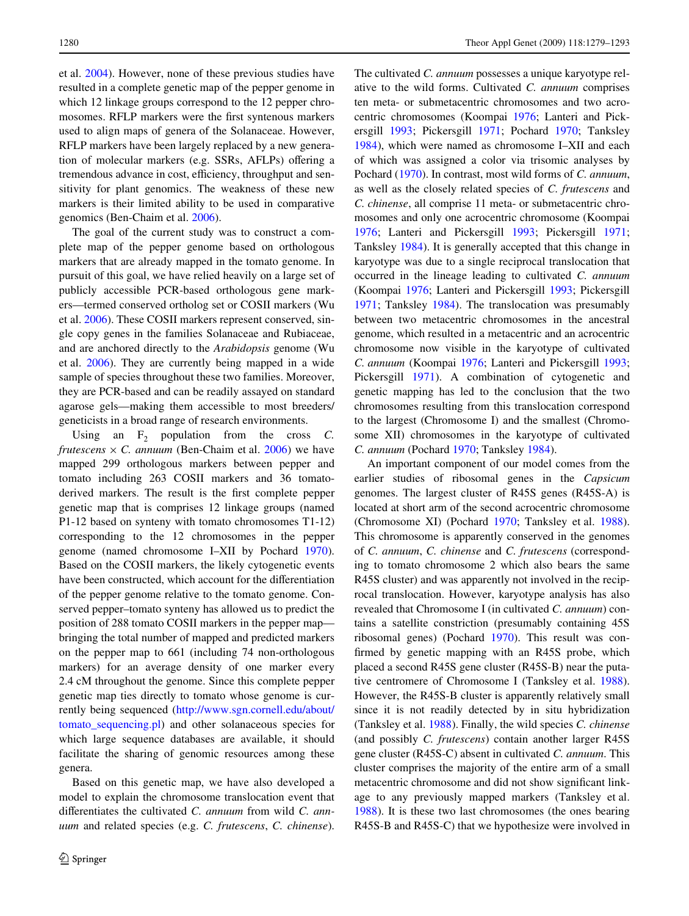et al. 2004). However, none of these previous studies have resulted in a complete genetic map of the pepper genome in which 12 linkage groups correspond to the 12 pepper chromosomes. RFLP markers were the first syntenous markers used to align maps of genera of the Solanaceae. However, RFLP markers have been largely replaced by a new generation of molecular markers (e.g. SSRs, AFLPs) offering a tremendous advance in cost, efficiency, throughput and sensitivity for plant genomics. The weakness of these new markers is their limited ability to be used in comparative genomics (Ben-Chaim et al. 2006).

The goal of the current study was to construct a complete map of the pepper genome based on orthologous markers that are already mapped in the tomato genome. In pursuit of this goal, we have relied heavily on a large set of publicly accessible PCR-based orthologous gene markers—termed conserved ortholog set or COSII markers (Wu et al. 2006). These COSII markers represent conserved, single copy genes in the families Solanaceae and Rubiaceae, and are anchored directly to the *Arabidopsis* genome (Wu et al. 2006). They are currently being mapped in a wide sample of species throughout these two families. Moreover, they are PCR-based and can be readily assayed on standard agarose gels—making them accessible to most breeders/geneticists in a broad range of research environments.

Using an $F_2$ population from the cross *C. frutescens* × *C. annuum* (Ben-Chaim et al. 2006) we have mapped 299 orthologous markers between pepper and tomato including 263 COSII markers and 36 tomato-derived markers. The result is the first complete pepper genetic map that is comprises 12 linkage groups (named P1-12 based on synteny with tomato chromosomes T1-12) corresponding to the 12 chromosomes in the pepper genome (named chromosome I–XII by Pochard 1970). Based on the COSII markers, the likely cytogenetic events have been constructed, which account for the differentiation of the pepper genome relative to the tomato genome. Conserved pepper–tomato synteny has allowed us to predict the position of 288 tomato COSII markers in the pepper map—bringing the total number of mapped and predicted markers on the pepper map to 661 (including 74 non-orthologous markers) for an average density of one marker every 2.4 cM throughout the genome. Since this complete pepper genetic map ties directly to tomato whose genome is currently being sequenced (http://www.sgn.cornell.edu/about/tomato_sequencing.pl) and other solanaceous species for which large sequence databases are available, it should facilitate the sharing of genomic resources among these genera.

Based on this genetic map, we have also developed a model to explain the chromosome translocation event that differentiates the cultivated *C. annuum* from wild *C. annuum* and related species (e.g. *C. frutescens*, *C. chinense*). The cultivated *C. annuum* possesses a unique karyotype relative to the wild forms. Cultivated *C. annuum* comprises ten meta- or submetacentric chromosomes and two acrocentric chromosomes (Koompai 1976; Lanteri and Pickersgill 1993; Pickersgill 1971; Pochard 1970; Tanksley 1984), which were named as chromosome I–XII and each of which was assigned a color via trisomic analyses by Pochard (1970). In contrast, most wild forms of *C. annuum*, as well as the closely related species of *C. frutescens* and *C. chinense*, all comprise 11 meta- or submetacentric chromosomes and only one acrocentric chromosome (Koompai 1976; Lanteri and Pickersgill 1993; Pickersgill 1971; Tanksley 1984). It is generally accepted that this change in karyotype was due to a single reciprocal translocation that occurred in the lineage leading to cultivated *C. annuum* (Koompai 1976; Lanteri and Pickersgill 1993; Pickersgill 1971; Tanksley 1984). The translocation was presumably between two metacentric chromosomes in the ancestral genome, which resulted in a metacentric and an acrocentric chromosome now visible in the karyotype of cultivated *C. annuum* (Koompai 1976; Lanteri and Pickersgill 1993; Pickersgill 1971). A combination of cytogenetic and genetic mapping has led to the conclusion that the two chromosomes resulting from this translocation correspond to the largest (Chromosome I) and the smallest (Chromosome XII) chromosomes in the karyotype of cultivated *C. annuum* (Pochard 1970; Tanksley 1984).

An important component of our model comes from the earlier studies of ribosomal genes in the *Capsicum* genomes. The largest cluster of R45S genes (R45S-A) is located at short arm of the second acrocentric chromosome (Chromosome XI) (Pochard 1970; Tanksley et al. 1988). This chromosome is apparently conserved in the genomes of *C. annuum*, *C. chinense* and *C. frutescens* (corresponding to tomato chromosome 2 which also bears the same R45S cluster) and was apparently not involved in the reciprocal translocation. However, karyotype analysis has also revealed that Chromosome I (in cultivated *C. annuum*) contains a satellite constriction (presumably containing 45S ribosomal genes) (Pochard 1970). This result was confirmed by genetic mapping with an R45S probe, which placed a second R45S gene cluster (R45S-B) near the putative centromere of Chromosome I (Tanksley et al. 1988). However, the R45S-B cluster is apparently relatively small since it is not readily detected by in situ hybridization (Tanksley et al. 1988). Finally, the wild species *C. chinense* (and possibly *C. frutescens*) contain another larger R45S gene cluster (R45S-C) absent in cultivated *C. annuum*. This cluster comprises the majority of the entire arm of a small metacentric chromosome and did not show significant linkage to any previously mapped markers (Tanksley et al. 1988). It is these two last chromosomes (the ones bearing R45S-B and R45S-C) that we hypothesize were involved in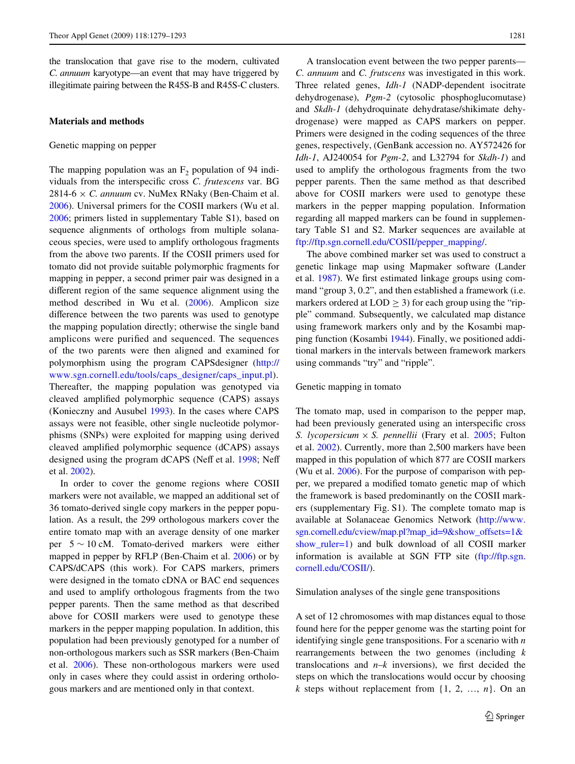the translocation that gave rise to the modern, cultivated *C. annuum* karyotype—an event that may have triggered by illegitimate pairing between the R45S-B and R45S-C clusters.

## Materials and methods

### Genetic mapping on pepper

The mapping population was an $F_2$ population of 94 individuals from the interspecific cross *C. frutescens* var. BG 2814-6 × *C. annuum* cv. NuMex RNaky (Ben-Chaim et al. 2006). Universal primers for the COSII markers (Wu et al. 2006; primers listed in supplementary Table S1), based on sequence alignments of orthologs from multiple solanaceous species, were used to amplify orthologous fragments from the above two parents. If the COSII primers used for tomato did not provide suitable polymorphic fragments for mapping in pepper, a second primer pair was designed in a different region of the same sequence alignment using the method described in Wu et al. (2006). Amplicon size difference between the two parents was used to genotype the mapping population directly; otherwise the single band amplicons were purified and sequenced. The sequences of the two parents were then aligned and examined for polymorphism using the program CAPSdesigner (http://www.sgn.cornell.edu/tools/caps_designer/caps_input.pl). Thereafter, the mapping population was genotyped via cleaved amplified polymorphic sequence (CAPS) assays (Konieczny and Ausubel 1993). In the cases where CAPS assays were not feasible, other single nucleotide polymorphisms (SNPs) were exploited for mapping using derived cleaved amplified polymorphic sequence (dCAPS) assays designed using the program dCAPS (Neff et al. 1998; Neff et al. 2002).

In order to cover the genome regions where COSII markers were not available, we mapped an additional set of 36 tomato-derived single copy markers in the pepper population. As a result, the 299 orthologous markers cover the entire tomato map with an average density of one marker per 5 ∼ 10 cM. Tomato-derived markers were either mapped in pepper by RFLP (Ben-Chaim et al. 2006) or by CAPS/dCAPS (this work). For CAPS markers, primers were designed in the tomato cDNA or BAC end sequences and used to amplify orthologous fragments from the two pepper parents. Then the same method as that described above for COSII markers were used to genotype these markers in the pepper mapping population. In addition, this population had been previously genotyped for a number of non-orthologous markers such as SSR markers (Ben-Chaim et al. 2006). These non-orthologous markers were used only in cases where they could assist in ordering orthologous markers and are mentioned only in that context.

A translocation event between the two pepper parents—*C. annuum* and *C. frutscens* was investigated in this work. Three related genes, *Idh-1* (NADP-dependent isocitrate dehydrogenase), *Pgm-2* (cytosolic phosphoglucomutase) and *Skdh-1* (dehydroquinate dehydratase/shikimate dehydrogenase) were mapped as CAPS markers on pepper. Primers were designed in the coding sequences of the three genes, respectively, (GenBank accession no. AY572426 for *Idh-1*, AJ240054 for *Pgm-2*, and L32794 for *Skdh-1*) and used to amplify the orthologous fragments from the two pepper parents. Then the same method as that described above for COSII markers were used to genotype these markers in the pepper mapping population. Information regarding all mapped markers can be found in supplementary Table S1 and S2. Marker sequences are available at ftp://ftp.sgn.cornell.edu/COSII/pepper_mapping/.

The above combined marker set was used to construct a genetic linkage map using Mapmaker software (Lander et al. 1987). We first estimated linkage groups using command "group 3, 0.2", and then established a framework (i.e. markers ordered at LOD $\geq$ 3) for each group using the "ripple" command. Subsequently, we calculated map distance using framework markers only and by the Kosambi mapping function (Kosambi 1944). Finally, we positioned additional markers in the intervals between framework markers using commands "try" and "ripple".

### Genetic mapping in tomato

The tomato map, used in comparison to the pepper map, had been previously generated using an interspecific cross *S. lycopersicum* × *S. pennellii* (Frary et al. 2005; Fulton et al. 2002). Currently, more than 2,500 markers have been mapped in this population of which 877 are COSII markers (Wu et al. 2006). For the purpose of comparison with pepper, we prepared a modified tomato genetic map of which the framework is based predominantly on the COSII markers (supplementary Fig. S1). The complete tomato map is available at Solanaceae Genomics Network (http://www.sgn.cornell.edu/cview/map.pl?map_id=9&show_offsets=1&show_ruler=1) and bulk download of all COSII marker information is available at SGN FTP site (ftp://ftp.sgn.cornell.edu/COSII/).

### Simulation analyses of the single gene transpositions

A set of 12 chromosomes with map distances equal to those found here for the pepper genome was the starting point for identifying single gene transpositions. For a scenario with $n$ rearrangements between the two genomes (including $k$ translocations and $n$–$k$ inversions), we first decided the steps on which the translocations would occur by choosing $k$ steps without replacement from {1, 2, …, $n$}. On an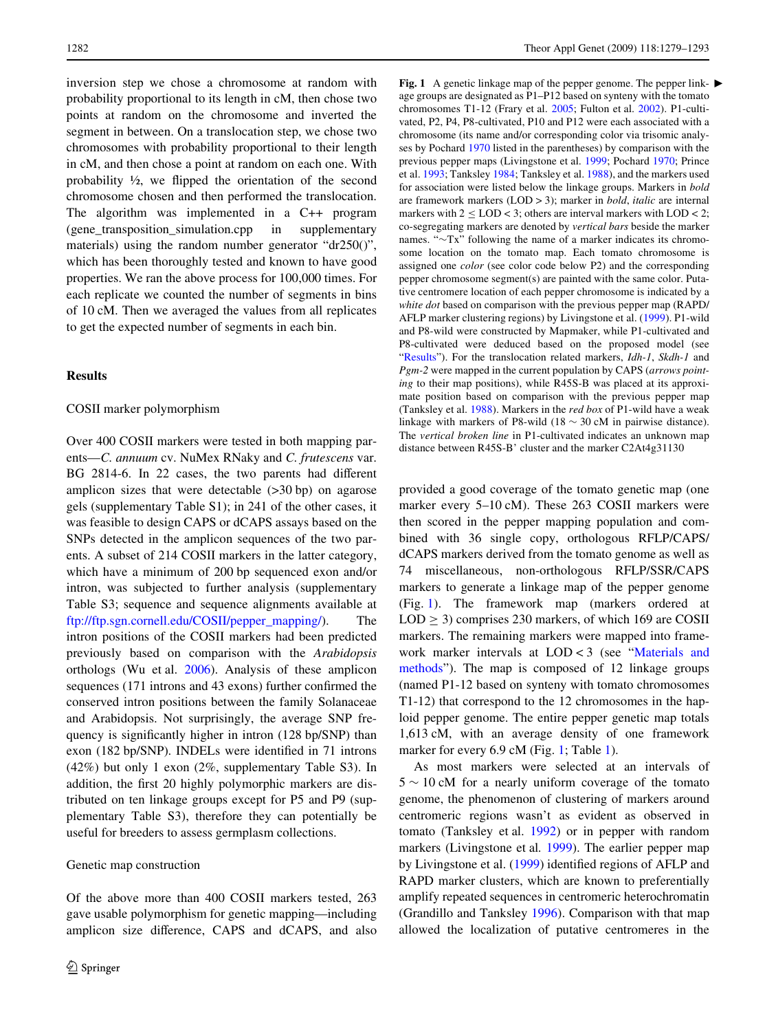inversion step we chose a chromosome at random with probability proportional to its length in cM, then chose two points at random on the chromosome and inverted the segment in between. On a translocation step, we chose two chromosomes with probability proportional to their length in cM, and then chose a point at random on each one. With probability ½, we flipped the orientation of the second chromosome chosen and then performed the translocation. The algorithm was implemented in a C++ program (gene_transposition_simulation.cpp in supplementary materials) using the random number generator "dr250()", which has been thoroughly tested and known to have good properties. We ran the above process for 100,000 times. For each replicate we counted the number of segments in bins of 10 cM. Then we averaged the values from all replicates to get the expected number of segments in each bin.

## Results

### COSII marker polymorphism

Over 400 COSII markers were tested in both mapping parents—*C. annuum* cv. NuMex RNaky and *C. frutescens* var. BG 2814-6. In 22 cases, the two parents had different amplicon sizes that were detectable (>30 bp) on agarose gels (supplementary Table S1); in 241 of the other cases, it was feasible to design CAPS or dCAPS assays based on the SNPs detected in the amplicon sequences of the two parents. A subset of 214 COSII markers in the latter category, which have a minimum of 200 bp sequenced exon and/or intron, was subjected to further analysis (supplementary Table S3; sequence and sequence alignments available at ftp://ftp.sgn.cornell.edu/COSII/pepper_mapping/). The intron positions of the COSII markers had been predicted previously based on comparison with the *Arabidopsis* orthologs (Wu et al. 2006). Analysis of these amplicon sequences (171 introns and 43 exons) further confirmed the conserved intron positions between the family Solanaceae and Arabidopsis. Not surprisingly, the average SNP frequency is significantly higher in intron (128 bp/SNP) than exon (182 bp/SNP). INDELs were identified in 71 introns (42%) but only 1 exon (2%, supplementary Table S3). In addition, the first 20 highly polymorphic markers are distributed on ten linkage groups except for P5 and P9 (supplementary Table S3), therefore they can potentially be useful for breeders to assess germplasm collections.

### Genetic map construction

Of the above more than 400 COSII markers tested, 263 gave usable polymorphism for genetic mapping—including amplicon size difference, CAPS and dCAPS, and also provided a good coverage of the tomato genetic map (one marker every 5–10 cM). These 263 COSII markers were then scored in the pepper mapping population and combined with 36 single copy, orthologous RFLP/CAPS/dCAPS markers derived from the tomato genome as well as 74 miscellaneous, non-orthologous RFLP/SSR/CAPS markers to generate a linkage map of the pepper genome (Fig. 1). The framework map (markers ordered at LOD ≥ 3) comprises 230 markers, of which 169 are COSII markers. The remaining markers were mapped into framework marker intervals at LOD < 3 (see "Materials and methods"). The map is composed of 12 linkage groups (named P1-12 based on synteny with tomato chromosomes T1-12) that correspond to the 12 chromosomes in the haploid pepper genome. The entire pepper genetic map totals 1,613 cM, with an average density of one framework marker for every 6.9 cM (Fig. 1; Table 1).

As most markers were selected at an intervals of 5 ~ 10 cM for a nearly uniform coverage of the tomato genome, the phenomenon of clustering of markers around centromeric regions wasn't as evident as observed in tomato (Tanksley et al. 1992) or in pepper with random markers (Livingstone et al. 1999). The earlier pepper map by Livingstone et al. (1999) identified regions of AFLP and RAPD marker clusters, which are known to preferentially amplify repeated sequences in centromeric heterochromatin (Grandillo and Tanksley 1996). Comparison with that map allowed the localization of putative centromeres in the

**Fig. 1** A genetic linkage map of the pepper genome. The pepper linkage groups are designated as P1–P12 based on synteny with the tomato chromosomes T1-12 (Frary et al. 2005; Fulton et al. 2002). P1-cultivated, P2, P4, P8-cultivated, P10 and P12 were each associated with a chromosome (its name and/or corresponding color via trisomic analyses by Pochard 1970 listed in the parentheses) by comparison with the previous pepper maps (Livingstone et al. 1999; Pochard 1970; Prince et al. 1993; Tanksley 1984; Tanksley et al. 1988), and the markers used for association were listed below the linkage groups. Markers in **bold** are framework markers (LOD > 3); marker in ***bold, italic*** are internal markers with 2 ≤ LOD < 3; others are interval markers with LOD < 2; co-segregating markers are denoted by *vertical bars* beside the marker names. "~Tx" following the name of a marker indicates its chromosome location on the tomato map. Each tomato chromosome is assigned one *color* (see color code below P2) and the corresponding pepper chromosome segment(s) are painted with the same color. Putative centromere location of each pepper chromosome is indicated by a *white dot* based on comparison with the previous pepper map (RAPD/AFLP marker clustering regions) by Livingstone et al. (1999). P1-wild and P8-wild were constructed by Mapmaker, while P1-cultivated and P8-cultivated were deduced based on the proposed model (see "Results"). For the translocation related markers, *Idh-1*, *Skdh-1* and *Pgm-2* were mapped in the current population by CAPS (*arrows pointing* to their map positions), while R45S-B was placed at its approximate position based on comparison with the previous pepper map (Tanksley et al. 1988). Markers in the *red box* of P1-wild have a weak linkage with markers of P8-wild (18 ~ 30 cM in pairwise distance). The *vertical broken line* in P1-cultivated indicates an unknown map distance between R45S-B' cluster and the marker C2At4g31130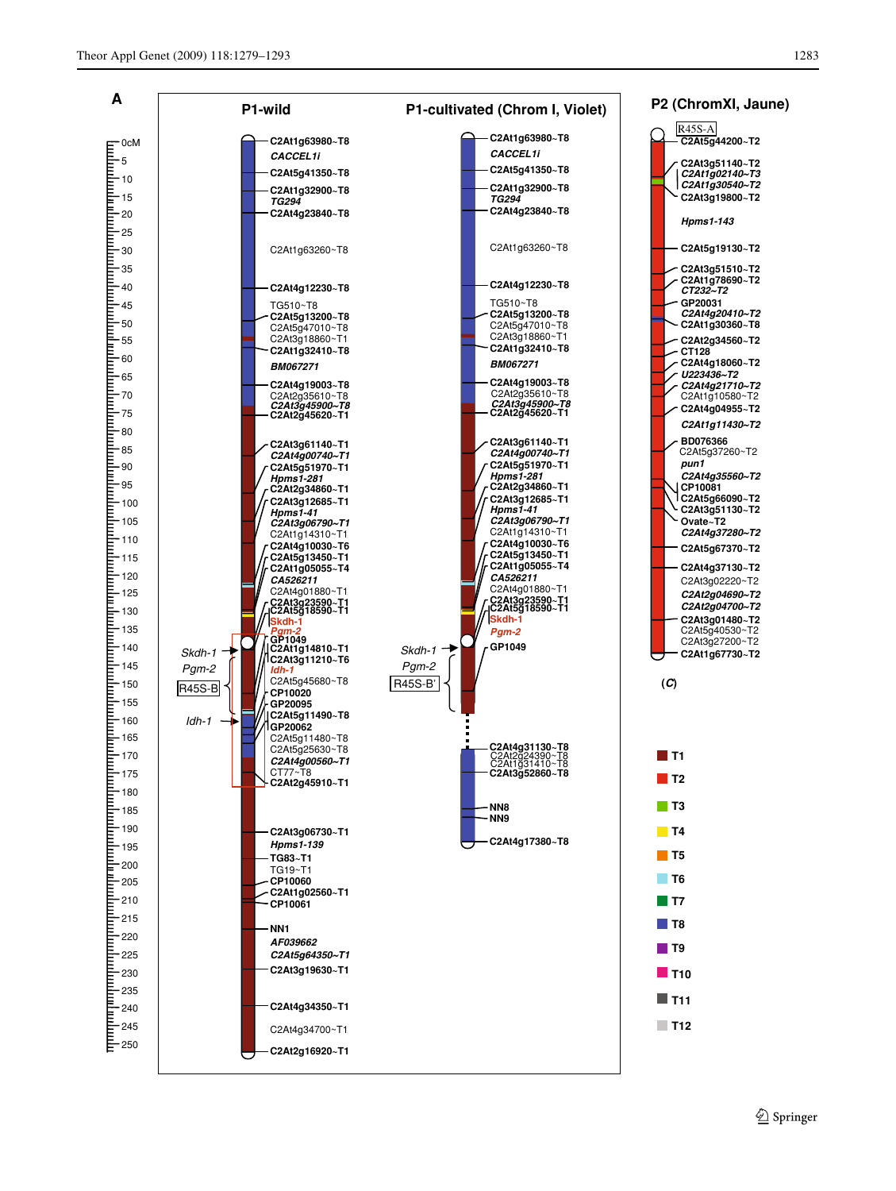**A**

**P1-wild**

C2At1g63980~T8
*CACCEL1i*
C2At5g41350~T8
C2At1g32900~T8
*TG294*
C2At4g23840~T8
C2At1g63260~T8
C2At4g12230~T8
TG510~T8
C2At5g13200~T8
C2At5g47010~T8
C2At3g18860~T1
C2At1g32410~T8
*BM067271*
C2At4g19003~T8
C2At2g35610~T8
*C2At3g45900~T8*
C2At2g45620~T1
C2At3g61140~T1
*C2At4g00740~T1*
C2At5g51970~T1
*Hpms1-281*
C2At2g34860~T1
C2At3g12685~T1
*Hpms1-41*
*C2At3g06790~T1*
C2At1g14310~T1
C2At4g10030~T6
C2At5g13450~T1
C2At1g05055~T4
*CA526211*
C2At4g01880~T1
C2At3g23590~T1
C2At5g18590~T1
Skdh-1
Pgm-2
GP1049
C2At1g14810~T1
C2At3g11210~T6
Idh-1
C2At5g45680~T8
CP10020
GP20095
C2At5g11490~T8
GP20062
C2At5g11480~T8
C2At5g25630~T8
*C2At4g00560~T1*
CT77~T8
C2At2g45910~T1
C2At3g06730~T1
*Hpms1-139*
TG83~T1
TG19~T1
CP10060
C2At1g02560~T1
CP10061
NN1
*AF039662*
*C2At5g64350~T1*
C2At3g19630~T1
C2At4g34350~T1
C2At4g34700~T1
C2At2g16920~T1

*Skdh-1*, *Pgm-2*, R45S-B, *Idh-1*

**P1-cultivated (Chrom I, Violet)**

C2At1g63980~T8
*CACCEL1i*
C2At5g41350~T8
C2At1g32900~T8
*TG294*
C2At4g23840~T8
C2At1g63260~T8
C2At4g12230~T8
TG510~T8
C2At5g13200~T8
C2At5g47010~T8
C2At3g18860~T1
C2At1g32410~T8
*BM067271*
C2At4g19003~T8
C2At2g35610~T8
*C2At3g45900~T8*
C2At2g45620~T1
C2At3g61140~T1
*C2At4g00740~T1*
C2At5g51970~T1
*Hpms1-281*
C2At2g34860~T1
C2At3g12685~T1
*Hpms1-41*
*C2At3g06790~T1*
C2At1g14310~T1
C2At4g10030~T6
C2At5g13450~T1
C2At1g05055~T4
*CA526211*
C2At4g01880~T1
C2At3g23590~T1
C2At5g18590~T1
Skdh-1
*Pgm-2*
GP1049
C2At4g31130~T8
C2At2g24390~T8
C2At1g31410~T8
C2At3g52860~T8
NN8
NN9
C2At4g17380~T8

*Skdh-1*, *Pgm-2*, R45S-B'

**P2 (ChromXI, Jaune)**

R45S-A
C2At5g44200~T2
C2At3g51140~T2
*C2At1g02140~T3*
*C2At1g30540~T2*
C2At3g19800~T2
*Hpms1-143*
C2At5g19130~T2
C2At3g51510~T2
C2At1g78690~T2
*CT232~T2*
GP20031
*C2At4g20410~T2*
C2At1g30360~T8
C2At4g34560~T2
CT128
C2At4g18060~T2
*U223436~T2*
*C2At4g21710~T2*
C2At1g10580~T2
C2At4g04955~T2
*C2At1g11430~T2*
BD076366
C2At5g37260~T2
*pun1*
*C2At4g35560~T2*
CP10081
C2At5g66090~T2
C2At3g51130~T2
Ovate~T2
*C2At4g37280~T2*
C2At5g67370~T2
C2At4g37130~T2
C2At3g02220~T2
*C2At2g04690~T2*
*C2At2g04700~T2*
C2At3g01480~T2
C2At5g40530~T2
C2At3g27200~T2
C2At1g67730~T2

(*C*)

T1, T2, T3, T4, T5, T6, T7, T8, T9, T10, T11, T12

0cM, 5, 10, 15, 20, 25, 30, 35, 40, 45, 50, 55, 60, 65, 70, 75, 80, 85, 90, 95, 100, 105, 110, 115, 120, 125, 130, 135, 140, 145, 150, 155, 160, 165, 170, 175, 180, 185, 190, 195, 200, 205, 210, 215, 220, 225, 230, 235, 240, 245, 250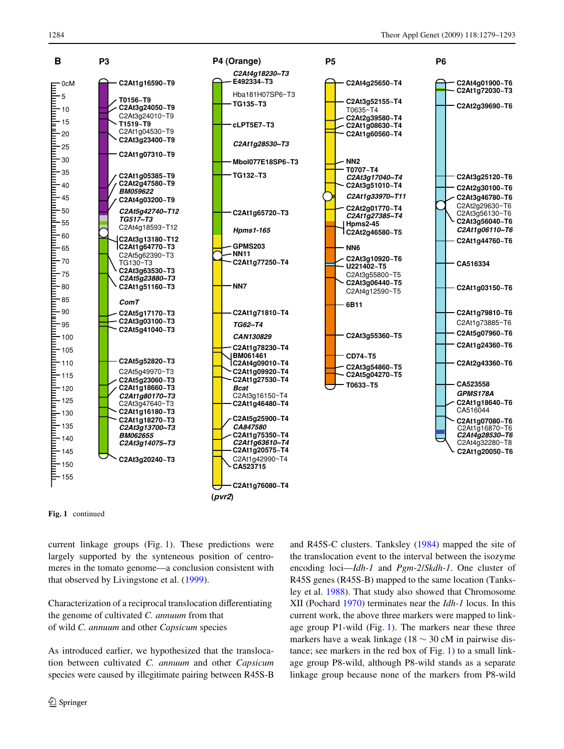**Fig. 1** continued

current linkage groups (Fig. 1). These predictions were largely supported by the synteneous position of centromeres in the tomato genome—a conclusion consistent with that observed by Livingstone et al. (1999).

## Characterization of a reciprocal translocation differentiating the genome of cultivated *C. annuum* from that of wild *C. annuum* and other *Capsicum* species

As introduced earlier, we hypothesized that the translocation between cultivated *C. annuum* and other *Capsicum* species were caused by illegitimate pairing between R45S-B and R45S-C clusters. Tanksley (1984) mapped the site of the translocation event to the interval between the isozyme encoding loci—*Idh-1* and *Pgm-2*/*Skdh-1*. One cluster of R45S genes (R45S-B) mapped to the same location (Tanksley et al. 1988). That study also showed that Chromosome XII (Pochard 1970) terminates near the *Idh-1* locus. In this current work, the above three markers were mapped to linkage group P1-wild (Fig. 1). The markers near these three markers have a weak linkage (18 ~ 30 cM in pairwise distance; see markers in the red box of Fig. 1) to a small linkage group P8-wild, although P8-wild stands as a separate linkage group because none of the markers from P8-wild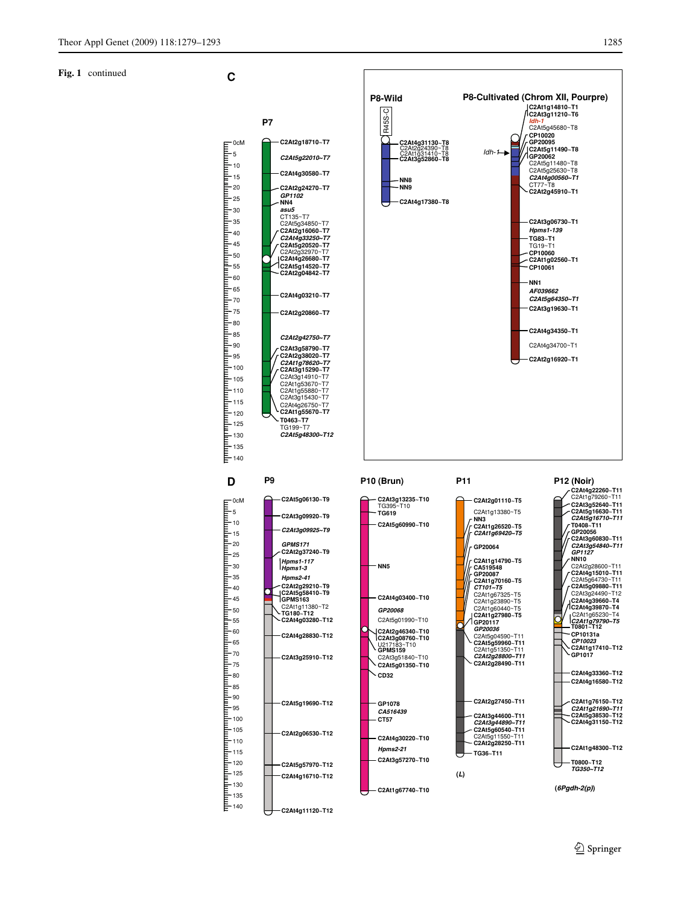**Fig. 1** continued

**C**

**P7**

C2At2g18710~T7
C2At5g22010~T7
C2At4g30580~T7
C2At2g24270~T7
GP1102
NN4
asu5
CT135~T7
C2At5g34850~T7
C2At2g16060~T7
C2At4g33250~T7
C2At5g20520~T7
C2At2g32970~T7
C2At4g26680~T7
C2At5g14520~T7
C2At2g04842~T7
C2At4g03210~T7
C2At2g20860~T7
C2At2g42750~T7
C2At3g58790~T7
C2At2g38020~T7
C2At1g78620~T7
C2At3g15290~T7
C2At3g14910~T7
C2At1g53670~T7
C2At1g55880~T7
C2At3g15430~T7
C2At4g26750~T7
C2At1g55670~T7
T0463~T7
TG199~T7
C2At5g48300~T12

**P8-Wild**

R45S-C
C2At4g31130~T8
C2At2g24390~T8
C2At1g31410~T8
C2At3g52860~T8
NN8
NN9
C2At4g17380~T8

**P8-Cultivated (Chrom XII, Pourpre)**

C2At1g14810~T1
C2At3g11210~T6
Idh-1
C2At5g45680~T8
CP10020
GP20095
Idh-1
C2At5g11490~T8
GP20062
C2At5g11480~T8
C2At5g25630~T8
C2At4g00560~T1
CT77~T8
C2At2g45910~T1
C2At3g06730~T1
Hpms1-139
TG83~T1
TG19~T1
CP10060
C2At1g02560~T1
CP10061
NN1
AF039662
C2At5g64350~T1
C2At3g19630~T1
C2At4g34350~T1
C2At4g34700~T1
C2At2g16920~T1

**D**

**P9**

C2At5g06130~T9
C2At3g09920~T9
C2At3g09925~T9
GPMS171
C2At2g37240~T9
Hpms1-117
Hpms1-3
Hpms2-41
C2At2g29210~T9
C2At5g58410~T9
GPMS163
C2At1g11380~T2
TG180~T12
C2At4g03280~T12
C2At4g28830~T12
C2At3g25910~T12
C2At5g19690~T12
C2At2g06530~T12
C2At5g57970~T12
C2At4g16710~T12
C2At4g11120~T12

**P10 (Brun)**

C2At3g13235~T10
TG395~T10
TG619
C2At5g60990~T10
NN5
C2At4g03400~T10
GP20068
C2At5g01990~T10
C2At2g46340~T10
C2At3g08760~T10
U217183~T10
GPMS159
C2At3g51840~T10
C2At5g01350~T10
CD32
GP1078
CA516439
CT57
C2At4g30220~T10
Hpms2-21
C2At3g57270~T10
C2At1g67740~T10

**P11**

C2At2g01110~T5
C2At1g13380~T5
NN3
C2At1g26520~T5
C2At1g69420~T5
GP20064
C2At1g14790~T5
CA519548
GP20087
C2At1g70160~T5
CT101~T5
C2At1g67325~T5
C2At1g23890~T5
C2At1g60440~T5
C2At1g27980~T5
GP20117
GP20036
C2At5g04590~T11
C2At5g59960~T11
C2At1g51350~T11
C2At2g28800~T11
C2At2g28490~T11
C2At2g27450~T11
C2At3g44600~T11
C2At3g44890~T11
C2At5g60540~T11
C2At5g11550~T11
C2At2g28250~T11
TG36~T11

(*L*)

**P12 (Noir)**

C2At4g22260~T11
C2At1g79260~T11
C2At3g52640~T11
C2At5g16630~T11
C2At5g16710~T11
T0408~T11
GP20056
C2At3g60830~T11
C2At3g54840~T11
GP1127
NN10
C2At2g28600~T11
C2At4g15010~T11
C2At5g64730~T11
C2At5g09880~T11
C2At3g24490~T12
C2At4g39660~T4
C2At4g39870~T4
C2At1g65230~T4
C2At1g79790~T5
T0801~T12
CP10131a
CP10023
C2At1g17410~T12
GP1017
C2At4g33360~T12
C2At4g16580~T12
C2At1g76150~T12
C2At1g21690~T11
C2At5g38530~T12
C2At4g31150~T12
C2At1g48300~T12
T0800~T12
TG350~T12

(*6Pgdh-2(p)*)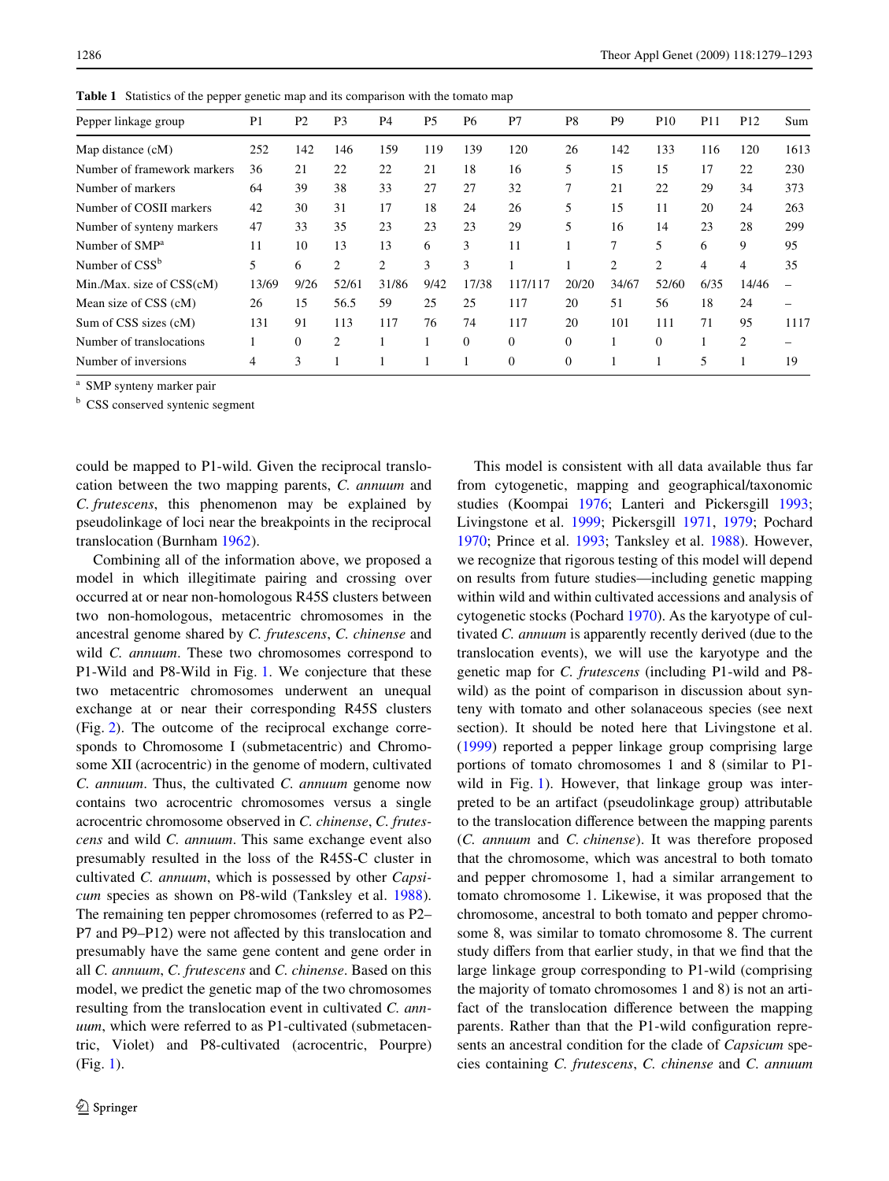**Table 1** Statistics of the pepper genetic map and its comparison with the tomato map

| Pepper linkage group | P1 | P2 | P3 | P4 | P5 | P6 | P7 | P8 | P9 | P10 | P11 | P12 | Sum |
|---|---|---|---|---|---|---|---|---|---|---|---|---|---|
| Map distance (cM) | 252 | 142 | 146 | 159 | 119 | 139 | 120 | 26 | 142 | 133 | 116 | 120 | 1613 |
| Number of framework markers | 36 | 21 | 22 | 22 | 21 | 18 | 16 | 5 | 15 | 15 | 17 | 22 | 230 |
| Number of markers | 64 | 39 | 38 | 33 | 27 | 27 | 32 | 7 | 21 | 22 | 29 | 34 | 373 |
| Number of COSII markers | 42 | 30 | 31 | 17 | 18 | 24 | 26 | 5 | 15 | 11 | 20 | 24 | 263 |
| Number of synteny markers | 47 | 33 | 35 | 23 | 23 | 23 | 29 | 5 | 16 | 14 | 23 | 28 | 299 |
| Number of SMP[a] | 11 | 10 | 13 | 13 | 6 | 3 | 11 | 1 | 7 | 5 | 6 | 9 | 95 |
| Number of CSS[b] | 5 | 6 | 2 | 2 | 3 | 3 | 1 | 1 | 2 | 2 | 4 | 4 | 35 |
| Min./Max. size of CSS(cM) | 13/69 | 9/26 | 52/61 | 31/86 | 9/42 | 17/38 | 117/117 | 20/20 | 34/67 | 52/60 | 6/35 | 14/46 | – |
| Mean size of CSS (cM) | 26 | 15 | 56.5 | 59 | 25 | 25 | 117 | 20 | 51 | 56 | 18 | 24 | – |
| Sum of CSS sizes (cM) | 131 | 91 | 113 | 117 | 76 | 74 | 117 | 20 | 101 | 111 | 71 | 95 | 1117 |
| Number of translocations | 1 | 0 | 2 | 1 | 1 | 0 | 0 | 0 | 1 | 0 | 1 | 2 | – |
| Number of inversions | 4 | 3 | 1 | 1 | 1 | 1 | 0 | 0 | 1 | 1 | 5 | 1 | 19 |

[a] SMP synteny marker pair

[b] CSS conserved syntenic segment

could be mapped to P1-wild. Given the reciprocal translocation between the two mapping parents, *C. annuum* and *C. frutescens*, this phenomenon may be explained by pseudolinkage of loci near the breakpoints in the reciprocal translocation (Burnham 1962).

Combining all of the information above, we proposed a model in which illegitimate pairing and crossing over occurred at or near non-homologous R45S clusters between two non-homologous, metacentric chromosomes in the ancestral genome shared by *C. frutescens*, *C. chinense* and wild *C. annuum*. These two chromosomes correspond to P1-Wild and P8-Wild in Fig. 1. We conjecture that these two metacentric chromosomes underwent an unequal exchange at or near their corresponding R45S clusters (Fig. 2). The outcome of the reciprocal exchange corresponds to Chromosome I (submetacentric) and Chromosome XII (acrocentric) in the genome of modern, cultivated *C. annuum*. Thus, the cultivated *C. annuum* genome now contains two acrocentric chromosomes versus a single acrocentric chromosome observed in *C. chinense*, *C. frutescens* and wild *C. annuum*. This same exchange event also presumably resulted in the loss of the R45S-C cluster in cultivated *C. annuum*, which is possessed by other *Capsicum* species as shown on P8-wild (Tanksley et al. 1988). The remaining ten pepper chromosomes (referred to as P2–P7 and P9–P12) were not affected by this translocation and presumably have the same gene content and gene order in all *C. annuum*, *C. frutescens* and *C. chinense*. Based on this model, we predict the genetic map of the two chromosomes resulting from the translocation event in cultivated *C. annuum*, which were referred to as P1-cultivated (submetacentric, Violet) and P8-cultivated (acrocentric, Pourpre) (Fig. 1).

This model is consistent with all data available thus far from cytogenetic, mapping and geographical/taxonomic studies (Koompai 1976; Lanteri and Pickersgill 1993; Livingstone et al. 1999; Pickersgill 1971, 1979; Pochard 1970; Prince et al. 1993; Tanksley et al. 1988). However, we recognize that rigorous testing of this model will depend on results from future studies—including genetic mapping within wild and within cultivated accessions and analysis of cytogenetic stocks (Pochard 1970). As the karyotype of cultivated *C. annuum* is apparently recently derived (due to the translocation events), we will use the karyotype and the genetic map for *C. frutescens* (including P1-wild and P8-wild) as the point of comparison in discussion about synteny with tomato and other solanaceous species (see next section). It should be noted here that Livingstone et al. (1999) reported a pepper linkage group comprising large portions of tomato chromosomes 1 and 8 (similar to P1-wild in Fig. 1). However, that linkage group was interpreted to be an artifact (pseudolinkage group) attributable to the translocation difference between the mapping parents (*C. annuum* and *C. chinense*). It was therefore proposed that the chromosome, which was ancestral to both tomato and pepper chromosome 1, had a similar arrangement to tomato chromosome 1. Likewise, it was proposed that the chromosome, ancestral to both tomato and pepper chromosome 8, was similar to tomato chromosome 8. The current study differs from that earlier study, in that we find that the large linkage group corresponding to P1-wild (comprising the majority of tomato chromosomes 1 and 8) is not an artifact of the translocation difference between the mapping parents. Rather than that the P1-wild configuration represents an ancestral condition for the clade of *Capsicum* species containing *C. frutescens*, *C. chinense* and *C. annuum*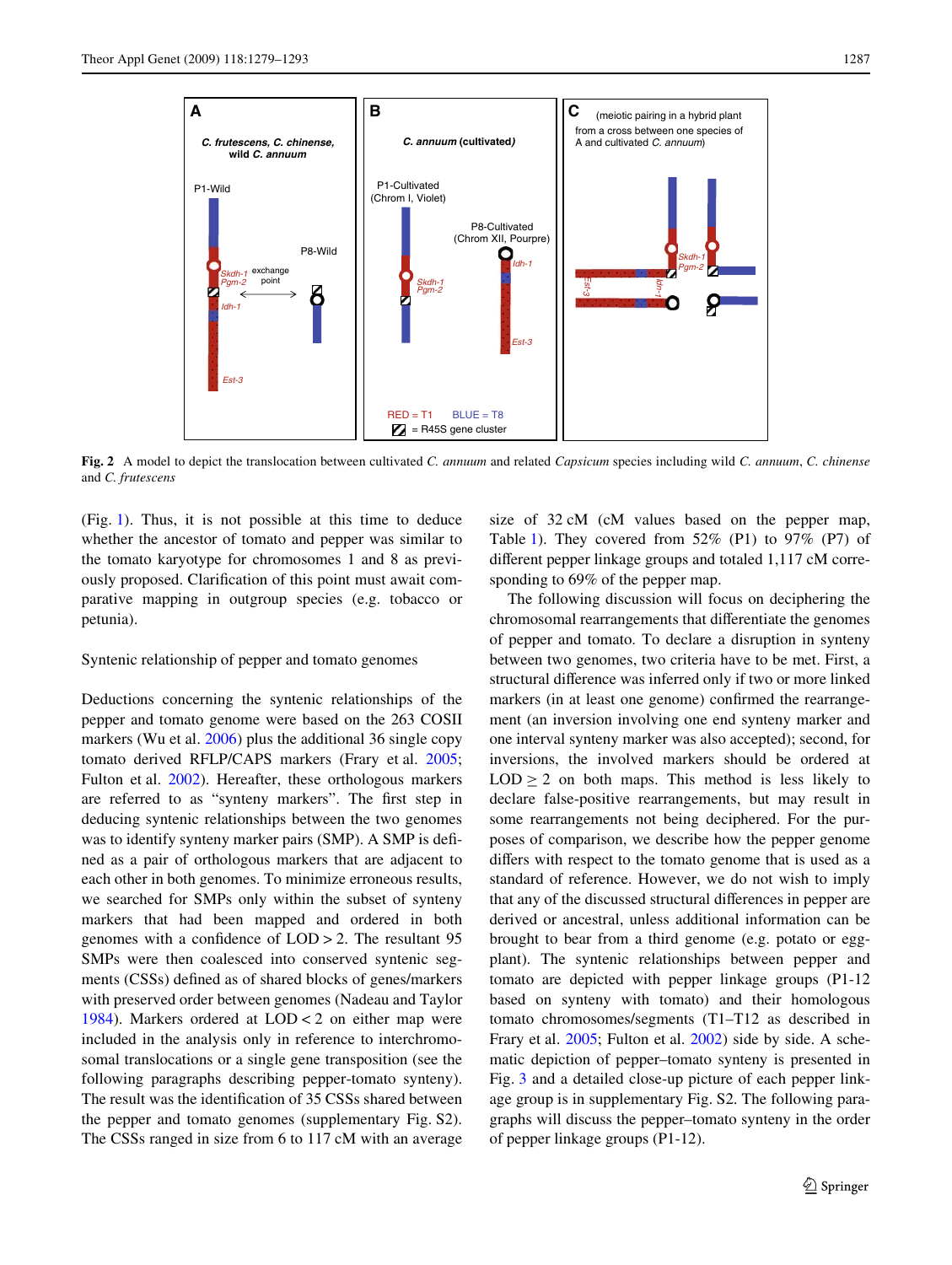**Fig. 2** A model to depict the translocation between cultivated *C. annuum* and related *Capsicum* species including wild *C. annuum*, *C. chinense* and *C. frutescens*

(Fig. 1). Thus, it is not possible at this time to deduce whether the ancestor of tomato and pepper was similar to the tomato karyotype for chromosomes 1 and 8 as previously proposed. Clarification of this point must await comparative mapping in outgroup species (e.g. tobacco or petunia).

Syntenic relationship of pepper and tomato genomes

Deductions concerning the syntenic relationships of the pepper and tomato genome were based on the 263 COSII markers (Wu et al. 2006) plus the additional 36 single copy tomato derived RFLP/CAPS markers (Frary et al. 2005; Fulton et al. 2002). Hereafter, these orthologous markers are referred to as "synteny markers". The first step in deducing syntenic relationships between the two genomes was to identify synteny marker pairs (SMP). A SMP is defined as a pair of orthologous markers that are adjacent to each other in both genomes. To minimize erroneous results, we searched for SMPs only within the subset of synteny markers that had been mapped and ordered in both genomes with a confidence of LOD > 2. The resultant 95 SMPs were then coalesced into conserved syntenic segments (CSSs) defined as of shared blocks of genes/markers with preserved order between genomes (Nadeau and Taylor 1984). Markers ordered at LOD < 2 on either map were included in the analysis only in reference to interchromosomal translocations or a single gene transposition (see the following paragraphs describing pepper-tomato synteny). The result was the identification of 35 CSSs shared between the pepper and tomato genomes (supplementary Fig. S2). The CSSs ranged in size from 6 to 117 cM with an average size of 32 cM (cM values based on the pepper map, Table 1). They covered from 52% (P1) to 97% (P7) of different pepper linkage groups and totaled 1,117 cM corresponding to 69% of the pepper map.

The following discussion will focus on deciphering the chromosomal rearrangements that differentiate the genomes of pepper and tomato. To declare a disruption in synteny between two genomes, two criteria have to be met. First, a structural difference was inferred only if two or more linked markers (in at least one genome) confirmed the rearrangement (an inversion involving one end synteny marker and one interval synteny marker was also accepted); second, for inversions, the involved markers should be ordered at LOD ≥ 2 on both maps. This method is less likely to declare false-positive rearrangements, but may result in some rearrangements not being deciphered. For the purposes of comparison, we describe how the pepper genome differs with respect to the tomato genome that is used as a standard of reference. However, we do not wish to imply that any of the discussed structural differences in pepper are derived or ancestral, unless additional information can be brought to bear from a third genome (e.g. potato or eggplant). The syntenic relationships between pepper and tomato are depicted with pepper linkage groups (P1-12 based on synteny with tomato) and their homologous tomato chromosomes/segments (T1–T12 as described in Frary et al. 2005; Fulton et al. 2002) side by side. A schematic depiction of pepper–tomato synteny is presented in Fig. 3 and a detailed close-up picture of each pepper linkage group is in supplementary Fig. S2. The following paragraphs will discuss the pepper–tomato synteny in the order of pepper linkage groups (P1-12).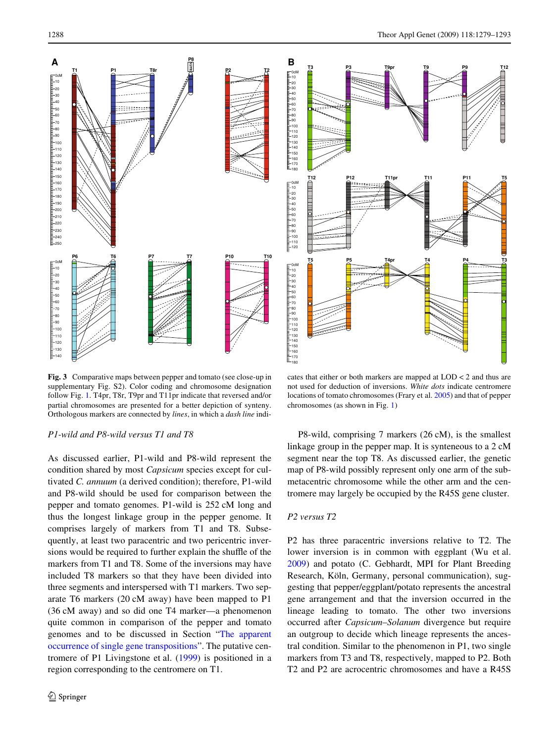Fig. 3 Comparative maps between pepper and tomato (see close-up in supplementary Fig. S2). Color coding and chromosome designation follow Fig. 1. T4pr, T8r, T9pr and T11pr indicate that reversed and/or partial chromosomes are presented for a better depiction of synteny. Orthologous markers are connected by *lines*, in which a *dash line* indicates that either or both markers are mapped at LOD < 2 and thus are not used for deduction of inversions. *White dots* indicate centromere locations of tomato chromosomes (Frary et al. 2005) and that of pepper chromosomes (as shown in Fig. 1)

### *P1-wild and P8-wild versus T1 and T8*

As discussed earlier, P1-wild and P8-wild represent the condition shared by most *Capsicum* species except for cultivated *C. annuum* (a derived condition); therefore, P1-wild and P8-wild should be used for comparison between the pepper and tomato genomes. P1-wild is 252 cM long and thus the longest linkage group in the pepper genome. It comprises largely of markers from T1 and T8. Subsequently, at least two paracentric and two pericentric inversions would be required to further explain the shuffle of the markers from T1 and T8. Some of the inversions may have included T8 markers so that they have been divided into three segments and interspersed with T1 markers. Two separate T6 markers (20 cM away) have been mapped to P1 (36 cM away) and so did one T4 marker—a phenomenon quite common in comparison of the pepper and tomato genomes and to be discussed in Section "The apparent occurrence of single gene transpositions". The putative centromere of P1 Livingstone et al. (1999) is positioned in a region corresponding to the centromere on T1.

P8-wild, comprising 7 markers (26 cM), is the smallest linkage group in the pepper map. It is synteneous to a 2 cM segment near the top T8. As discussed earlier, the genetic map of P8-wild possibly represent only one arm of the submetacentric chromosome while the other arm and the centromere may largely be occupied by the R45S gene cluster.

### *P2 versus T2*

P2 has three paracentric inversions relative to T2. The lower inversion is in common with eggplant (Wu et al. 2009) and potato (C. Gebhardt, MPI for Plant Breeding Research, Köln, Germany, personal communication), suggesting that pepper/eggplant/potato represents the ancestral gene arrangement and that the inversion occurred in the lineage leading to tomato. The other two inversions occurred after *Capsicum–Solanum* divergence but require an outgroup to decide which lineage represents the ancestral condition. Similar to the phenomenon in P1, two single markers from T3 and T8, respectively, mapped to P2. Both T2 and P2 are acrocentric chromosomes and have a R45S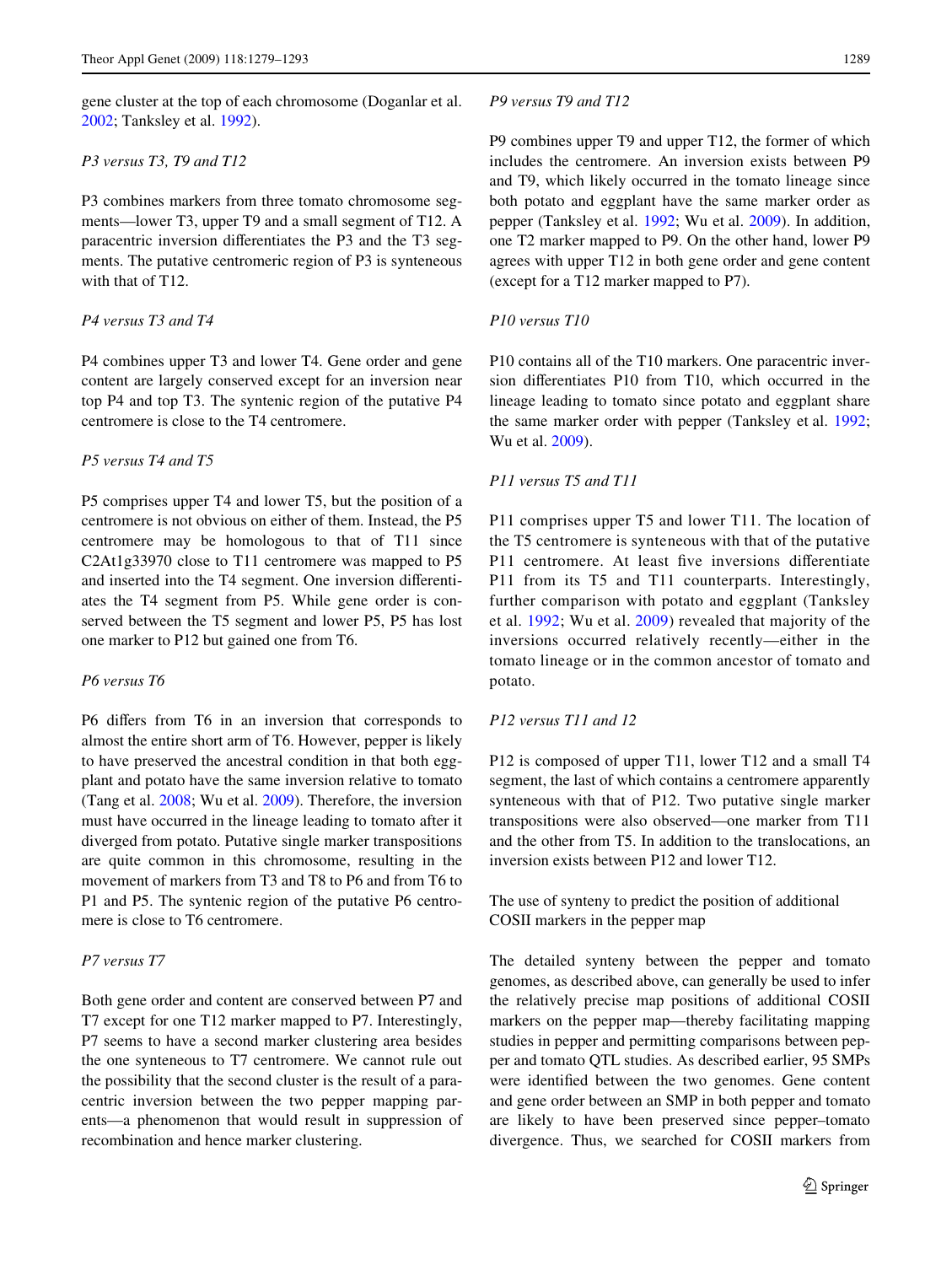gene cluster at the top of each chromosome (Doganlar et al. 2002; Tanksley et al. 1992).

*P3 versus T3, T9 and T12*

P3 combines markers from three tomato chromosome segments—lower T3, upper T9 and a small segment of T12. A paracentric inversion differentiates the P3 and the T3 segments. The putative centromeric region of P3 is synteneous with that of T12.

*P4 versus T3 and T4*

P4 combines upper T3 and lower T4. Gene order and gene content are largely conserved except for an inversion near top P4 and top T3. The syntenic region of the putative P4 centromere is close to the T4 centromere.

*P5 versus T4 and T5*

P5 comprises upper T4 and lower T5, but the position of a centromere is not obvious on either of them. Instead, the P5 centromere may be homologous to that of T11 since C2At1g33970 close to T11 centromere was mapped to P5 and inserted into the T4 segment. One inversion differentiates the T4 segment from P5. While gene order is conserved between the T5 segment and lower P5, P5 has lost one marker to P12 but gained one from T6.

*P6 versus T6*

P6 differs from T6 in an inversion that corresponds to almost the entire short arm of T6. However, pepper is likely to have preserved the ancestral condition in that both eggplant and potato have the same inversion relative to tomato (Tang et al. 2008; Wu et al. 2009). Therefore, the inversion must have occurred in the lineage leading to tomato after it diverged from potato. Putative single marker transpositions are quite common in this chromosome, resulting in the movement of markers from T3 and T8 to P6 and from T6 to P1 and P5. The syntenic region of the putative P6 centromere is close to T6 centromere.

*P7 versus T7*

Both gene order and content are conserved between P7 and T7 except for one T12 marker mapped to P7. Interestingly, P7 seems to have a second marker clustering area besides the one synteneous to T7 centromere. We cannot rule out the possibility that the second cluster is the result of a paracentric inversion between the two pepper mapping parents—a phenomenon that would result in suppression of recombination and hence marker clustering.

*P9 versus T9 and T12*

P9 combines upper T9 and upper T12, the former of which includes the centromere. An inversion exists between P9 and T9, which likely occurred in the tomato lineage since both potato and eggplant have the same marker order as pepper (Tanksley et al. 1992; Wu et al. 2009). In addition, one T2 marker mapped to P9. On the other hand, lower P9 agrees with upper T12 in both gene order and gene content (except for a T12 marker mapped to P7).

*P10 versus T10*

P10 contains all of the T10 markers. One paracentric inversion differentiates P10 from T10, which occurred in the lineage leading to tomato since potato and eggplant share the same marker order with pepper (Tanksley et al. 1992; Wu et al. 2009).

*P11 versus T5 and T11*

P11 comprises upper T5 and lower T11. The location of the T5 centromere is synteneous with that of the putative P11 centromere. At least five inversions differentiate P11 from its T5 and T11 counterparts. Interestingly, further comparison with potato and eggplant (Tanksley et al. 1992; Wu et al. 2009) revealed that majority of the inversions occurred relatively recently—either in the tomato lineage or in the common ancestor of tomato and potato.

*P12 versus T11 and 12*

P12 is composed of upper T11, lower T12 and a small T4 segment, the last of which contains a centromere apparently synteneous with that of P12. Two putative single marker transpositions were also observed—one marker from T11 and the other from T5. In addition to the translocations, an inversion exists between P12 and lower T12.

### The use of synteny to predict the position of additional COSII markers in the pepper map

The detailed synteny between the pepper and tomato genomes, as described above, can generally be used to infer the relatively precise map positions of additional COSII markers on the pepper map—thereby facilitating mapping studies in pepper and permitting comparisons between pepper and tomato QTL studies. As described earlier, 95 SMPs were identified between the two genomes. Gene content and gene order between an SMP in both pepper and tomato are likely to have been preserved since pepper–tomato divergence. Thus, we searched for COSII markers from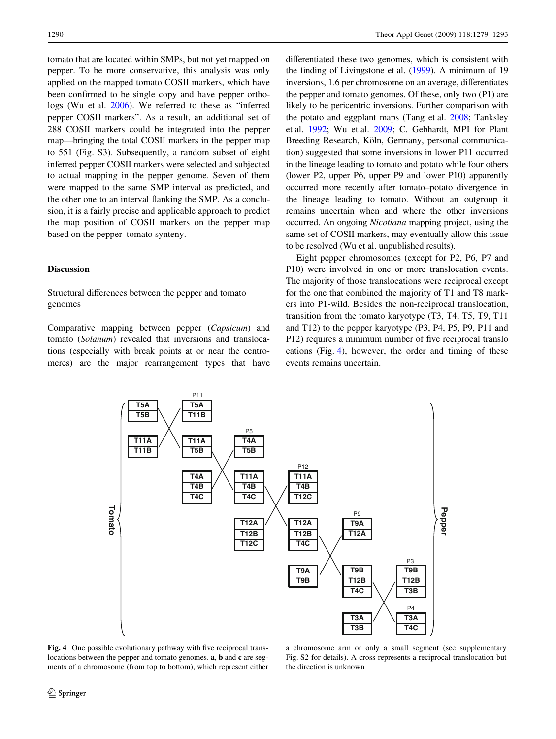tomato that are located within SMPs, but not yet mapped on pepper. To be more conservative, this analysis was only applied on the mapped tomato COSII markers, which have been confirmed to be single copy and have pepper orthologs (Wu et al. 2006). We referred to these as "inferred pepper COSII markers". As a result, an additional set of 288 COSII markers could be integrated into the pepper map—bringing the total COSII markers in the pepper map to 551 (Fig. S3). Subsequently, a random subset of eight inferred pepper COSII markers were selected and subjected to actual mapping in the pepper genome. Seven of them were mapped to the same SMP interval as predicted, and the other one to an interval flanking the SMP. As a conclusion, it is a fairly precise and applicable approach to predict the map position of COSII markers on the pepper map based on the pepper–tomato synteny.

## Discussion

### Structural differences between the pepper and tomato genomes

Comparative mapping between pepper (*Capsicum*) and tomato (*Solanum*) revealed that inversions and translocations (especially with break points at or near the centromeres) are the major rearrangement types that have differentiated these two genomes, which is consistent with the finding of Livingstone et al. (1999). A minimum of 19 inversions, 1.6 per chromosome on an average, differentiates the pepper and tomato genomes. Of these, only two (P1) are likely to be pericentric inversions. Further comparison with the potato and eggplant maps (Tang et al. 2008; Tanksley et al. 1992; Wu et al. 2009; C. Gebhardt, MPI for Plant Breeding Research, Köln, Germany, personal communication) suggested that some inversions in lower P11 occurred in the lineage leading to tomato and potato while four others (lower P2, upper P6, upper P9 and lower P10) apparently occurred more recently after tomato–potato divergence in the lineage leading to tomato. Without an outgroup it remains uncertain when and where the other inversions occurred. An ongoing *Nicotiana* mapping project, using the same set of COSII markers, may eventually allow this issue to be resolved (Wu et al. unpublished results).

Eight pepper chromosomes (except for P2, P6, P7 and P10) were involved in one or more translocation events. The majority of those translocations were reciprocal except for the one that combined the majority of T1 and T8 markers into P1-wild. Besides the non-reciprocal translocation, transition from the tomato karyotype (T3, T4, T5, T9, T11 and T12) to the pepper karyotype (P3, P4, P5, P9, P11 and P12) requires a minimum number of five reciprocal translocations (Fig. 4), however, the order and timing of these events remains uncertain.

**Fig. 4** One possible evolutionary pathway with five reciprocal translocations between the pepper and tomato genomes. **a**, **b** and **c** are segments of a chromosome (from top to bottom), which represent either a chromosome arm or only a small segment (see supplementary Fig. S2 for details). A cross represents a reciprocal translocation but the direction is unknown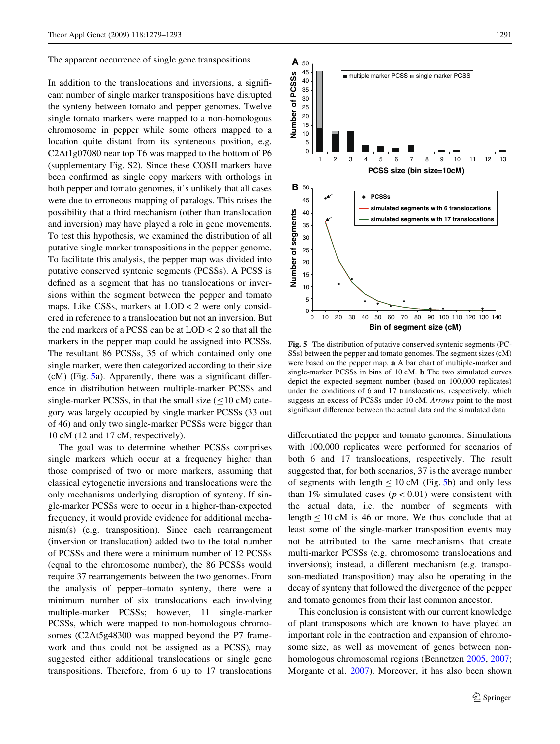### The apparent occurrence of single gene transpositions

In addition to the translocations and inversions, a significant number of single marker transpositions have disrupted the synteny between tomato and pepper genomes. Twelve single tomato markers were mapped to a non-homologous chromosome in pepper while some others mapped to a location quite distant from its synteneous position, e.g. C2At1g07080 near top T6 was mapped to the bottom of P6 (supplementary Fig. S2). Since these COSII markers have been confirmed as single copy markers with orthologs in both pepper and tomato genomes, it's unlikely that all cases were due to erroneous mapping of paralogs. This raises the possibility that a third mechanism (other than translocation and inversion) may have played a role in gene movements. To test this hypothesis, we examined the distribution of all putative single marker transpositions in the pepper genome. To facilitate this analysis, the pepper map was divided into putative conserved syntenic segments (PCSSs). A PCSS is defined as a segment that has no translocations or inversions within the segment between the pepper and tomato maps. Like CSSs, markers at LOD < 2 were only considered in reference to a translocation but not an inversion. But the end markers of a PCSS can be at LOD < 2 so that all the markers in the pepper map could be assigned into PCSSs. The resultant 86 PCSSs, 35 of which contained only one single marker, were then categorized according to their size (cM) (Fig. 5a). Apparently, there was a significant difference in distribution between multiple-marker PCSSs and single-marker PCSSs, in that the small size (≤10 cM) category was largely occupied by single marker PCSSs (33 out of 46) and only two single-marker PCSSs were bigger than 10 cM (12 and 17 cM, respectively).

The goal was to determine whether PCSSs comprises single markers which occur at a frequency higher than those comprised of two or more markers, assuming that classical cytogenetic inversions and translocations were the only mechanisms underlying disruption of synteny. If single-marker PCSSs were to occur in a higher-than-expected frequency, it would provide evidence for additional mechanism(s) (e.g. transposition). Since each rearrangement (inversion or translocation) added two to the total number of PCSSs and there were a minimum number of 12 PCSSs (equal to the chromosome number), the 86 PCSSs would require 37 rearrangements between the two genomes. From the analysis of pepper–tomato synteny, there were a minimum number of six translocations each involving multiple-marker PCSSs; however, 11 single-marker PCSSs, which were mapped to non-homologous chromosomes (C2At5g48300 was mapped beyond the P7 framework and thus could not be assigned as a PCSS), may suggested either additional translocations or single gene transpositions. Therefore, from 6 up to 17 translocations differentiated the pepper and tomato genomes. Simulations with 100,000 replicates were performed for scenarios of both 6 and 17 translocations, respectively. The result suggested that, for both scenarios, 37 is the average number of segments with length ≤ 10 cM (Fig. 5b) and only less than 1% simulated cases ($p < 0.01$) were consistent with the actual data, i.e. the number of segments with length ≤ 10 cM is 46 or more. We thus conclude that at least some of the single-marker transposition events may not be attributed to the same mechanisms that create multi-marker PCSSs (e.g. chromosome translocations and inversions); instead, a different mechanism (e.g. transposon-mediated transposition) may also be operating in the decay of synteny that followed the divergence of the pepper and tomato genomes from their last common ancestor.

**Fig. 5** The distribution of putative conserved syntenic segments (PCSSs) between the pepper and tomato genomes. The segment sizes (cM) were based on the pepper map. **a** A bar chart of multiple-marker and single-marker PCSSs in bins of 10 cM. **b** The two simulated curves depict the expected segment number (based on 100,000 replicates) under the conditions of 6 and 17 translocations, respectively, which suggests an excess of PCSSs under 10 cM. *Arrows* point to the most significant difference between the actual data and the simulated data

This conclusion is consistent with our current knowledge of plant transposons which are known to have played an important role in the contraction and expansion of chromosome size, as well as movement of genes between non-homologous chromosomal regions (Bennetzen 2005, 2007; Morgante et al. 2007). Moreover, it has also been shown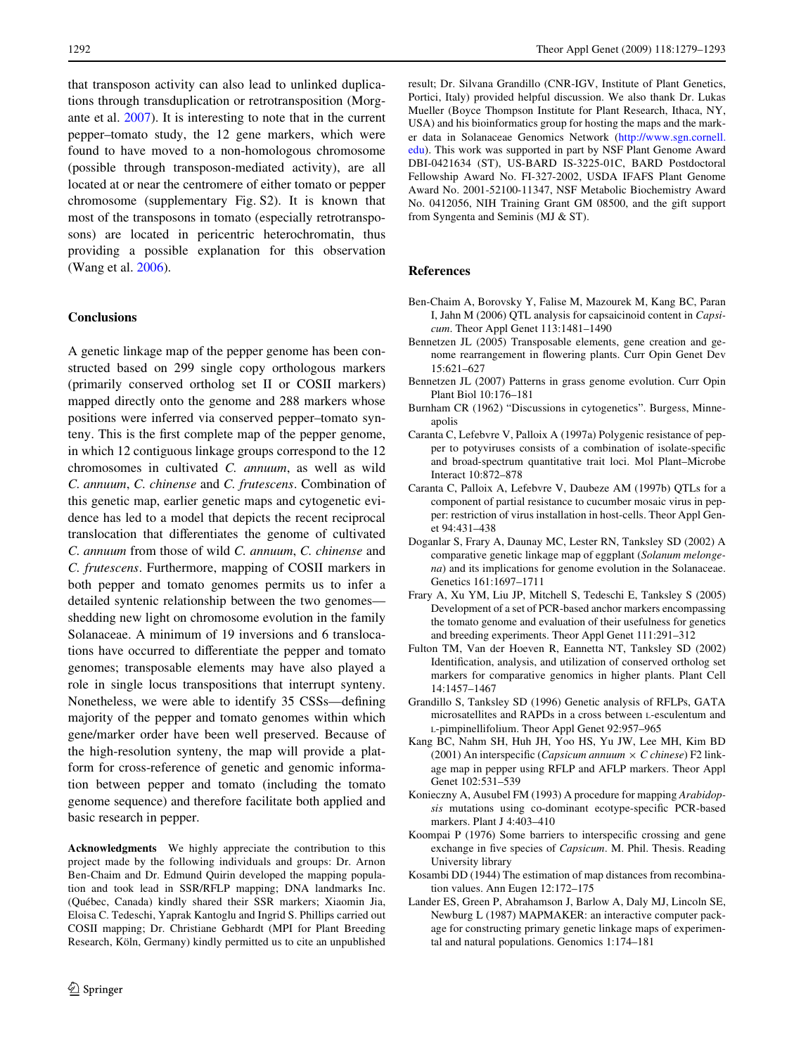that transposon activity can also lead to unlinked duplications through transduplication or retrotransposition (Morgante et al. 2007). It is interesting to note that in the current pepper–tomato study, the 12 gene markers, which were found to have moved to a non-homologous chromosome (possible through transposon-mediated activity), are all located at or near the centromere of either tomato or pepper chromosome (supplementary Fig. S2). It is known that most of the transposons in tomato (especially retrotransposons) are located in pericentric heterochromatin, thus providing a possible explanation for this observation (Wang et al. 2006).

## Conclusions

A genetic linkage map of the pepper genome has been constructed based on 299 single copy orthologous markers (primarily conserved ortholog set II or COSII markers) mapped directly onto the genome and 288 markers whose positions were inferred via conserved pepper–tomato synteny. This is the first complete map of the pepper genome, in which 12 contiguous linkage groups correspond to the 12 chromosomes in cultivated *C. annuum*, as well as wild *C. annuum*, *C. chinense* and *C. frutescens*. Combination of this genetic map, earlier genetic maps and cytogenetic evidence has led to a model that depicts the recent reciprocal translocation that differentiates the genome of cultivated *C. annuum* from those of wild *C. annuum*, *C. chinense* and *C. frutescens*. Furthermore, mapping of COSII markers in both pepper and tomato genomes permits us to infer a detailed syntenic relationship between the two genomes—shedding new light on chromosome evolution in the family Solanaceae. A minimum of 19 inversions and 6 translocations have occurred to differentiate the pepper and tomato genomes; transposable elements may have also played a role in single locus transpositions that interrupt synteny. Nonetheless, we were able to identify 35 CSSs—defining majority of the pepper and tomato genomes within which gene/marker order have been well preserved. Because of the high-resolution synteny, the map will provide a platform for cross-reference of genetic and genomic information between pepper and tomato (including the tomato genome sequence) and therefore facilitate both applied and basic research in pepper.

**Acknowledgments** We highly appreciate the contribution to this project made by the following individuals and groups: Dr. Arnon Ben-Chaim and Dr. Edmund Quirin developed the mapping population and took lead in SSR/RFLP mapping; DNA landmarks Inc. (Québec, Canada) kindly shared their SSR markers; Xiaomin Jia, Eloisa C. Tedeschi, Yaprak Kantoglu and Ingrid S. Phillips carried out COSII mapping; Dr. Christiane Gebhardt (MPI for Plant Breeding Research, Köln, Germany) kindly permitted us to cite an unpublished result; Dr. Silvana Grandillo (CNR-IGV, Institute of Plant Genetics, Portici, Italy) provided helpful discussion. We also thank Dr. Lukas Mueller (Boyce Thompson Institute for Plant Research, Ithaca, NY, USA) and his bioinformatics group for hosting the maps and the marker data in Solanaceae Genomics Network (http://www.sgn.cornell.edu). This work was supported in part by NSF Plant Genome Award DBI-0421634 (ST), US-BARD IS-3225-01C, BARD Postdoctoral Fellowship Award No. FI-327-2002, USDA IFAFS Plant Genome Award No. 2001-52100-11347, NSF Metabolic Biochemistry Award No. 0412056, NIH Training Grant GM 08500, and the gift support from Syngenta and Seminis (MJ & ST).

## References

Ben-Chaim A, Borovsky Y, Falise M, Mazourek M, Kang BC, Paran I, Jahn M (2006) QTL analysis for capsaicinoid content in *Capsicum*. Theor Appl Genet 113:1481–1490

Bennetzen JL (2005) Transposable elements, gene creation and genome rearrangement in flowering plants. Curr Opin Genet Dev 15:621–627

Bennetzen JL (2007) Patterns in grass genome evolution. Curr Opin Plant Biol 10:176–181

Burnham CR (1962) "Discussions in cytogenetics". Burgess, Minneapolis

Caranta C, Lefebvre V, Palloix A (1997a) Polygenic resistance of pepper to potyviruses consists of a combination of isolate-specific and broad-spectrum quantitative trait loci. Mol Plant–Microbe Interact 10:872–878

Caranta C, Palloix A, Lefebvre V, Daubeze AM (1997b) QTLs for a component of partial resistance to cucumber mosaic virus in pepper: restriction of virus installation in host-cells. Theor Appl Genet 94:431–438

Doganlar S, Frary A, Daunay MC, Lester RN, Tanksley SD (2002) A comparative genetic linkage map of eggplant (*Solanum melongena*) and its implications for genome evolution in the Solanaceae. Genetics 161:1697–1711

Frary A, Xu YM, Liu JP, Mitchell S, Tedeschi E, Tanksley S (2005) Development of a set of PCR-based anchor markers encompassing the tomato genome and evaluation of their usefulness for genetics and breeding experiments. Theor Appl Genet 111:291–312

Fulton TM, Van der Hoeven R, Eannetta NT, Tanksley SD (2002) Identification, analysis, and utilization of conserved ortholog set markers for comparative genomics in higher plants. Plant Cell 14:1457–1467

Grandillo S, Tanksley SD (1996) Genetic analysis of RFLPs, GATA microsatellites and RAPDs in a cross between L-esculentum and L-pimpinellifolium. Theor Appl Genet 92:957–965

Kang BC, Nahm SH, Huh JH, Yoo HS, Yu JW, Lee MH, Kim BD (2001) An interspecific (*Capsicum annuum* × *C chinese*) F2 linkage map in pepper using RFLP and AFLP markers. Theor Appl Genet 102:531–539

Konieczny A, Ausubel FM (1993) A procedure for mapping *Arabidopsis* mutations using co-dominant ecotype-specific PCR-based markers. Plant J 4:403–410

Koompai P (1976) Some barriers to interspecific crossing and gene exchange in five species of *Capsicum*. M. Phil. Thesis. Reading University library

Kosambi DD (1944) The estimation of map distances from recombination values. Ann Eugen 12:172–175

Lander ES, Green P, Abrahamson J, Barlow A, Daly MJ, Lincoln SE, Newburg L (1987) MAPMAKER: an interactive computer package for constructing primary genetic linkage maps of experimental and natural populations. Genomics 1:174–181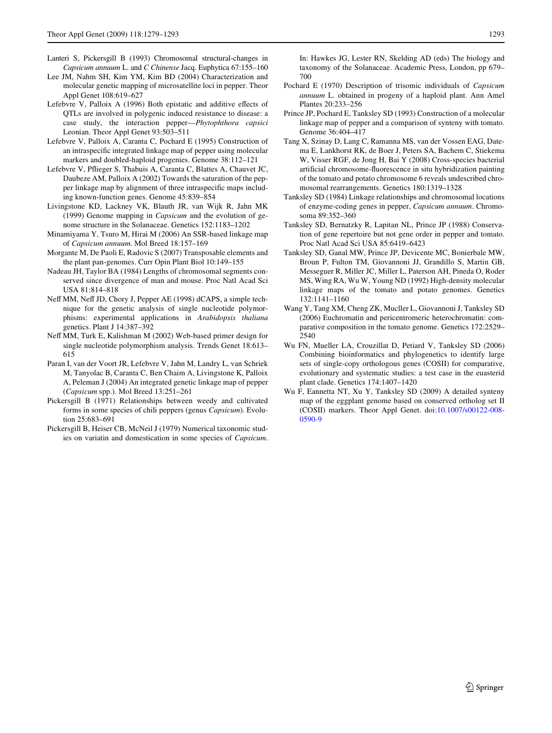Lanteri S, Pickersgill B (1993) Chromosomal structural-changes in *Capsicum annuum* L. and *C Chinense* Jacq. Euphytica 67:155–160

Lee JM, Nahm SH, Kim YM, Kim BD (2004) Characterization and molecular genetic mapping of microsatellite loci in pepper. Theor Appl Genet 108:619–627

Lefebvre V, Palloix A (1996) Both epistatic and additive effects of QTLs are involved in polygenic induced resistance to disease: a case study, the interaction pepper—*Phytophthora capsici* Leonian. Theor Appl Genet 93:503–511

Lefebvre V, Palloix A, Caranta C, Pochard E (1995) Construction of an intraspecific integrated linkage map of pepper using molecular markers and doubled-haploid progenies. Genome 38:112–121

Lefebvre V, Pflieger S, Thabuis A, Caranta C, Blattes A, Chauvet JC, Daubeze AM, Palloix A (2002) Towards the saturation of the pepper linkage map by alignment of three intraspecific maps including known-function genes. Genome 45:839–854

Livingstone KD, Lackney VK, Blauth JR, van Wijk R, Jahn MK (1999) Genome mapping in *Capsicum* and the evolution of genome structure in the Solanaceae. Genetics 152:1183–1202

Minamiyama Y, Tsuro M, Hirai M (2006) An SSR-based linkage map of *Capsicum annuum*. Mol Breed 18:157–169

Morgante M, De Paoli E, Radovic S (2007) Transposable elements and the plant pan-genomes. Curr Opin Plant Biol 10:149–155

Nadeau JH, Taylor BA (1984) Lengths of chromosomal segments conserved since divergence of man and mouse. Proc Natl Acad Sci USA 81:814–818

Neff MM, Neff JD, Chory J, Pepper AE (1998) dCAPS, a simple technique for the genetic analysis of single nucleotide polymorphisms: experimental applications in *Arabidopsis thaliana* genetics. Plant J 14:387–392

Neff MM, Turk E, Kalishman M (2002) Web-based primer design for single nucleotide polymorphism analysis. Trends Genet 18:613–615

Paran I, van der Voort JR, Lefebvre V, Jahn M, Landry L, van Schriek M, Tanyolac B, Caranta C, Ben Chaim A, Livingstone K, Palloix A, Peleman J (2004) An integrated genetic linkage map of pepper (*Capsicum* spp.). Mol Breed 13:251–261

Pickersgill B (1971) Relationships between weedy and cultivated forms in some species of chili peppers (genus *Capsicum*). Evolution 25:683–691

Pickersgill B, Heiser CB, McNeil J (1979) Numerical taxonomic studies on variatin and domestication in some species of *Capsicum*. In: Hawkes JG, Lester RN, Skelding AD (eds) The biology and taxonomy of the Solanaceae. Academic Press, London, pp 679–700

Pochard E (1970) Description of trisomic individuals of *Capsicum annuum* L. obtained in progeny of a haploid plant. Ann Amel Plantes 20:233–256

Prince JP, Pochard E, Tanksley SD (1993) Construction of a molecular linkage map of pepper and a comparison of synteny with tomato. Genome 36:404–417

Tang X, Szinay D, Lang C, Ramanna MS, van der Vossen EAG, Datema E, Lankhorst RK, de Boer J, Peters SA, Bachem C, Stiekema W, Visser RGF, de Jong H, Bai Y (2008) Cross-species bacterial artificial chromosome-fluorescence in situ hybridization painting of the tomato and potato chromosome 6 reveals undescribed chromosomal rearrangements. Genetics 180:1319–1328

Tanksley SD (1984) Linkage relationships and chromosomal locations of enzyme-coding genes in pepper, *Capsicum annuum*. Chromosoma 89:352–360

Tanksley SD, Bernatzky R, Lapitan NL, Prince JP (1988) Conservation of gene repertoire but not gene order in pepper and tomato. Proc Natl Acad Sci USA 85:6419–6423

Tanksley SD, Ganal MW, Prince JP, Devicente MC, Bonierbale MW, Broun P, Fulton TM, Giovannoni JJ, Grandillo S, Martin GB, Messeguer R, Miller JC, Miller L, Paterson AH, Pineda O, Roder MS, Wing RA, Wu W, Young ND (1992) High-density molecular linkage maps of the tomato and potato genomes. Genetics 132:1141–1160

Wang Y, Tang XM, Cheng ZK, Mucller L, Giovannoni J, Tanksley SD (2006) Euchromatin and pericentromeric heterochromatin: comparative composition in the tomato genome. Genetics 172:2529–2540

Wu FN, Mueller LA, Crouzillat D, Petiard V, Tanksley SD (2006) Combining bioinformatics and phylogenetics to identify large sets of single-copy orthologous genes (COSII) for comparative, evolutionary and systematic studies: a test case in the euasterid plant clade. Genetics 174:1407–1420

Wu F, Eannetta NT, Xu Y, Tanksley SD (2009) A detailed synteny map of the eggplant genome based on conserved ortholog set II (COSII) markers. Theor Appl Genet. doi:10.1007/s00122-008-0590-9